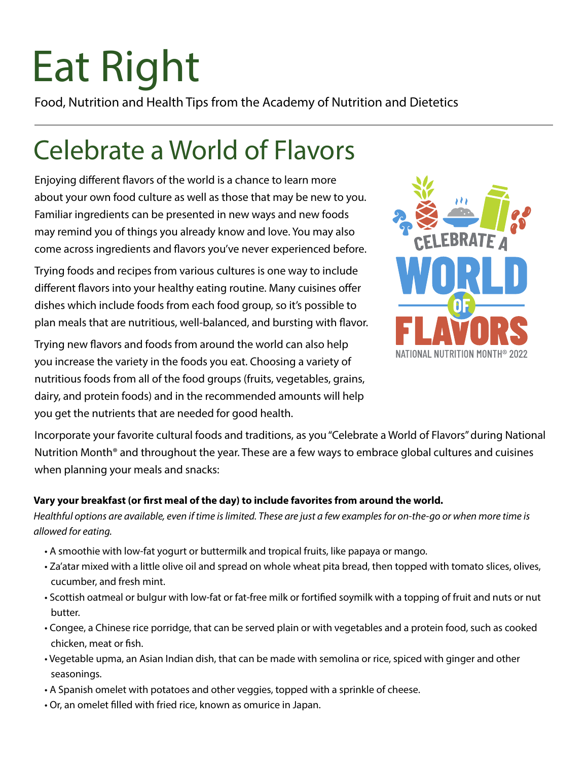# Eat Right

Food, Nutrition and Health Tips from the Academy of Nutrition and Dietetics

## Celebrate a World of Flavors

Enjoying different flavors of the world is a chance to learn more about your own food culture as well as those that may be new to you. Familiar ingredients can be presented in new ways and new foods may remind you of things you already know and love. You may also come across ingredients and flavors you've never experienced before.

Trying foods and recipes from various cultures is one way to include different flavors into your healthy eating routine. Many cuisines offer dishes which include foods from each food group, so it's possible to plan meals that are nutritious, well-balanced, and bursting with flavor.

Trying new flavors and foods from around the world can also help you increase the variety in the foods you eat. Choosing a variety of nutritious foods from all of the food groups (fruits, vegetables, grains, dairy, and protein foods) and in the recommended amounts will help you get the nutrients that are needed for good health.

Incorporate your favorite cultural foods and traditions, as you "Celebrate a World of Flavors" during National Nutrition Month® and throughout the year. These are a few ways to embrace global cultures and cuisines when planning your meals and snacks:

**Vary your breakfast (or first meal of the day) to include favorites from around the world.**

*Healthful options are available, even if time is limited. These are just a few examples for on-the-go or when more time is allowed for eating.*

- A smoothie with low-fat yogurt or buttermilk and tropical fruits, like papaya or mango.
- Za'atar mixed with a little olive oil and spread on whole wheat pita bread, then topped with tomato slices, olives, cucumber, and fresh mint.
- Scottish oatmeal or bulgur with low-fat or fat-free milk or fortified soymilk with a topping of fruit and nuts or nut butter.
- Congee, a Chinese rice porridge, that can be served plain or with vegetables and a protein food, such as cooked chicken, meat or fish.
- Vegetable upma, an Asian Indian dish, that can be made with semolina or rice, spiced with ginger and other seasonings.
- A Spanish omelet with potatoes and other veggies, topped with a sprinkle of cheese.
- Or, an omelet filled with fried rice, known as omurice in Japan.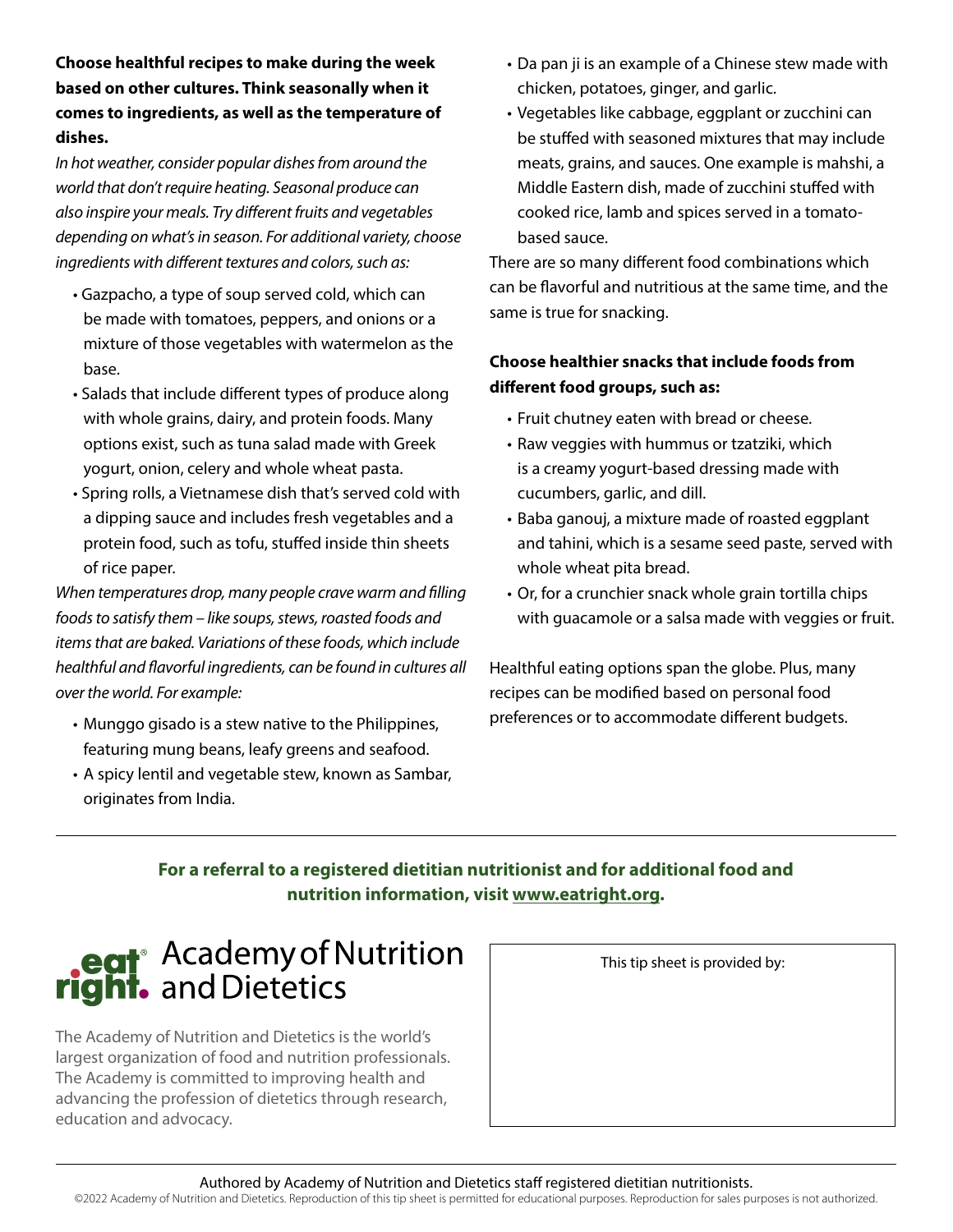**Choose healthful recipes to make during the week based on other cultures. Think seasonally when it comes to ingredients, as well as the temperature of dishes.**

*In hot weather, consider popular dishes from around the world that don't require heating. Seasonal produce can also inspire your meals. Try different fruits and vegetables depending on what's in season. For additional variety, choose ingredients with different textures and colors, such as:*

- Gazpacho, a type of soup served cold, which can be made with tomatoes, peppers, and onions or a mixture of those vegetables with watermelon as the base.
- Salads that include different types of produce along with whole grains, dairy, and protein foods. Many options exist, such as tuna salad made with Greek yogurt, onion, celery and whole wheat pasta.
- Spring rolls, a Vietnamese dish that's served cold with a dipping sauce and includes fresh vegetables and a protein food, such as tofu, stuffed inside thin sheets of rice paper.

*When temperatures drop, many people crave warm and filling foods to satisfy them – like soups, stews, roasted foods and items that are baked. Variations of these foods, which include healthful and flavorful ingredients, can be found in cultures all over the world. For example:*

- Munggo gisado is a stew native to the Philippines, featuring mung beans, leafy greens and seafood.
- A spicy lentil and vegetable stew, known as Sambar, originates from India.
- Da pan ji is an example of a Chinese stew made with chicken, potatoes, ginger, and garlic.
- Vegetables like cabbage, eggplant or zucchini can be stuffed with seasoned mixtures that may include meats, grains, and sauces. One example is mahshi, a Middle Eastern dish, made of zucchini stuffed with cooked rice, lamb and spices served in a tomato-based sauce.

There are so many different food combinations which can be flavorful and nutritious at the same time, and the same is true for snacking.

**Choose healthier snacks that include foods from different food groups, such as:**

- Fruit chutney eaten with bread or cheese.
- Raw veggies with hummus or tzatziki, which is a creamy yogurt-based dressing made with cucumbers, garlic, and dill.
- Baba ganouj, a mixture made of roasted eggplant and tahini, which is a sesame seed paste, served with whole wheat pita bread.
- Or, for a crunchier snack whole grain tortilla chips with guacamole or a salsa made with veggies or fruit.

Healthful eating options span the globe. Plus, many recipes can be modified based on personal food preferences or to accommodate different budgets.

**For a referral to a registered dietitian nutritionist and for additional food and nutrition information, visit www.eatright.org.**

eat right. Academy of Nutrition and Dietetics

The Academy of Nutrition and Dietetics is the world's largest organization of food and nutrition professionals. The Academy is committed to improving health and advancing the profession of dietetics through research, education and advocacy.

This tip sheet is provided by:

Authored by Academy of Nutrition and Dietetics staff registered dietitian nutritionists.

©2022 Academy of Nutrition and Dietetics. Reproduction of this tip sheet is permitted for educational purposes. Reproduction for sales purposes is not authorized.